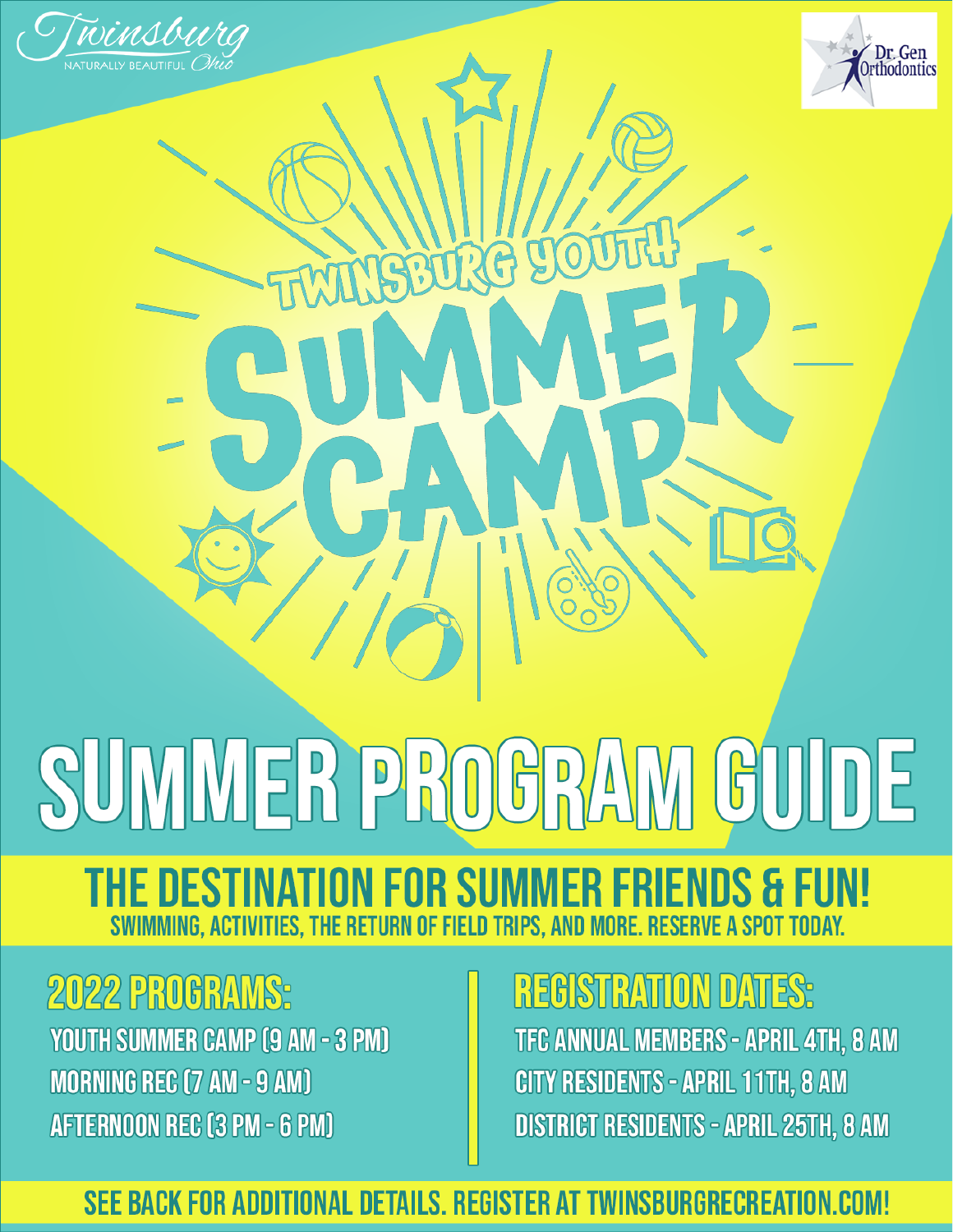Twinsburg
NATURALLY BEAUTIFUL Ohio

Dr. Gen Orthodontics

# TWINSBURG YOUTH SUMMER CAMP

# SUMMER PROGRAM GUIDE

## THE DESTINATION FOR SUMMER FRIENDS & FUN!

SWIMMING, ACTIVITIES, THE RETURN OF FIELD TRIPS, AND MORE. RESERVE A SPOT TODAY.

### 2022 PROGRAMS:

- YOUTH SUMMER CAMP (9 AM - 3 PM)
- MORNING REC (7 AM - 9 AM)
- AFTERNOON REC (3 PM - 6 PM)

### REGISTRATION DATES:

- TFC ANNUAL MEMBERS - APRIL 4TH, 8 AM
- CITY RESIDENTS - APRIL 11TH, 8 AM
- DISTRICT RESIDENTS - APRIL 25TH, 8 AM

**SEE BACK FOR ADDITIONAL DETAILS. REGISTER AT TWINSBURGRECREATION.COM!**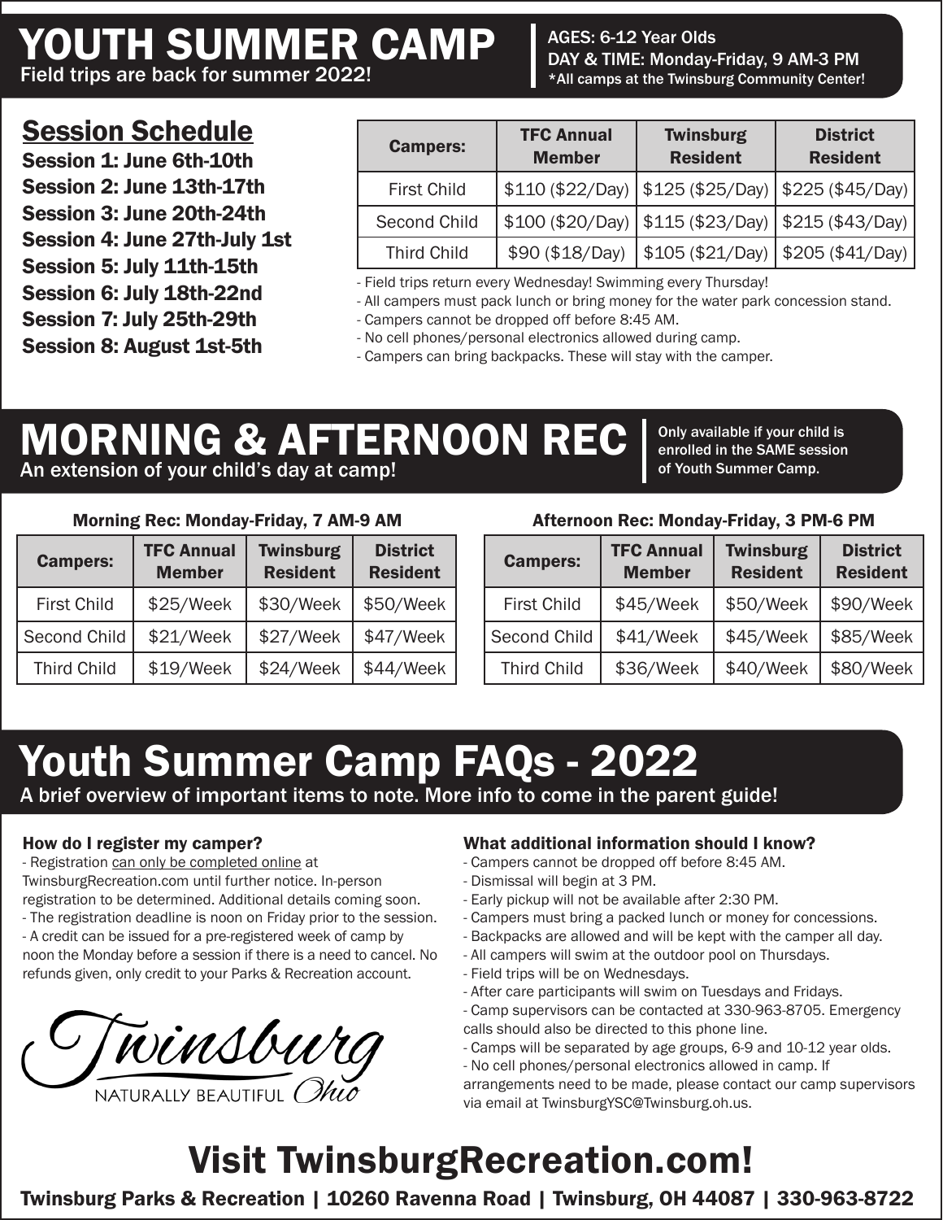# YOUTH SUMMER CAMP

Field trips are back for summer 2022!

AGES: 6-12 Year Olds
DAY & TIME: Monday-Friday, 9 AM-3 PM
*All camps at the Twinsburg Community Center!

## Session Schedule

**Session 1: June 6th-10th**
**Session 2: June 13th-17th**
**Session 3: June 20th-24th**
**Session 4: June 27th-July 1st**
**Session 5: July 11th-15th**
**Session 6: July 18th-22nd**
**Session 7: July 25th-29th**
**Session 8: August 1st-5th**

| Campers: | TFC Annual Member | Twinsburg Resident | District Resident |
|---|---|---|---|
| First Child | $110 ($22/Day) | $125 ($25/Day) | $225 ($45/Day) |
| Second Child | $100 ($20/Day) | $115 ($23/Day) | $215 ($43/Day) |
| Third Child | $90 ($18/Day) | $105 ($21/Day) | $205 ($41/Day) |

- Field trips return every Wednesday! Swimming every Thursday!
- All campers must pack lunch or bring money for the water park concession stand.
- Campers cannot be dropped off before 8:45 AM.
- No cell phones/personal electronics allowed during camp.
- Campers can bring backpacks. These will stay with the camper.

# MORNING & AFTERNOON REC

An extension of your child's day at camp!

Only available if your child is enrolled in the SAME session of Youth Summer Camp.

**Morning Rec: Monday-Friday, 7 AM-9 AM**

| Campers: | TFC Annual Member | Twinsburg Resident | District Resident |
|---|---|---|---|
| First Child | $25/Week | $30/Week | $50/Week |
| Second Child | $21/Week | $27/Week | $47/Week |
| Third Child | $19/Week | $24/Week | $44/Week |

**Afternoon Rec: Monday-Friday, 3 PM-6 PM**

| Campers: | TFC Annual Member | Twinsburg Resident | District Resident |
|---|---|---|---|
| First Child | $45/Week | $50/Week | $90/Week |
| Second Child | $41/Week | $45/Week | $85/Week |
| Third Child | $36/Week | $40/Week | $80/Week |

# Youth Summer Camp FAQs - 2022

A brief overview of important items to note. More info to come in the parent guide!

### How do I register my camper?

- Registration can only be completed online at TwinsburgRecreation.com until further notice. In-person registration to be determined. Additional details coming soon.
- The registration deadline is noon on Friday prior to the session.
- A credit can be issued for a pre-registered week of camp by noon the Monday before a session if there is a need to cancel. No refunds given, only credit to your Parks & Recreation account.

Twinsburg
NATURALLY BEAUTIFUL Ohio

### What additional information should I know?

- Campers cannot be dropped off before 8:45 AM.
- Dismissal will begin at 3 PM.
- Early pickup will not be available after 2:30 PM.
- Campers must bring a packed lunch or money for concessions.
- Backpacks are allowed and will be kept with the camper all day.
- All campers will swim at the outdoor pool on Thursdays.
- Field trips will be on Wednesdays.
- After care participants will swim on Tuesdays and Fridays.
- Camp supervisors can be contacted at 330-963-8705. Emergency calls should also be directed to this phone line.
- Camps will be separated by age groups, 6-9 and 10-12 year olds.
- No cell phones/personal electronics allowed in camp. If arrangements need to be made, please contact our camp supervisors via email at TwinsburgYSC@Twinsburg.oh.us.

# Visit TwinsburgRecreation.com!

**Twinsburg Parks & Recreation | 10260 Ravenna Road | Twinsburg, OH 44087 | 330-963-8722**